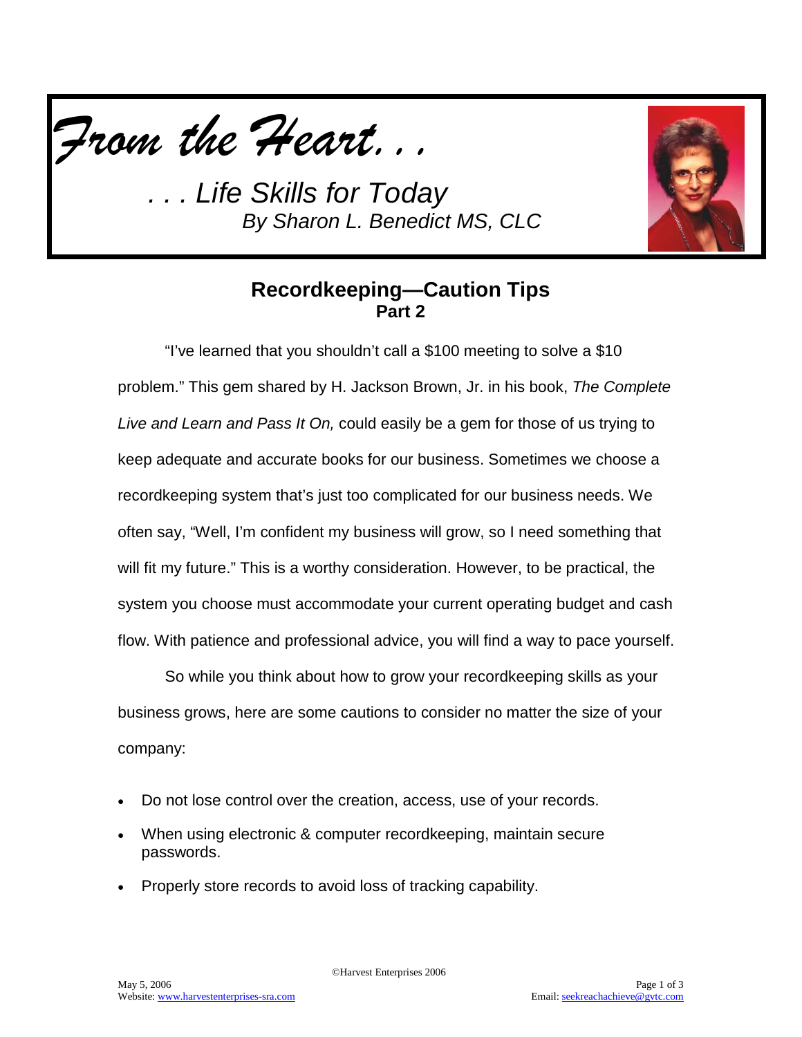# *From the Heart. . .*

## *. . . Life Skills for Today*

*By Sharon L. Benedict MS, CLC*

## Recordkeeping—Caution Tips
### Part 2

"I've learned that you shouldn't call a $100 meeting to solve a $10 problem." This gem shared by H. Jackson Brown, Jr. in his book, *The Complete Live and Learn and Pass It On,* could easily be a gem for those of us trying to keep adequate and accurate books for our business. Sometimes we choose a recordkeeping system that's just too complicated for our business needs. We often say, "Well, I'm confident my business will grow, so I need something that will fit my future." This is a worthy consideration. However, to be practical, the system you choose must accommodate your current operating budget and cash flow. With patience and professional advice, you will find a way to pace yourself.

So while you think about how to grow your recordkeeping skills as your business grows, here are some cautions to consider no matter the size of your company:

- Do not lose control over the creation, access, use of your records.
- When using electronic & computer recordkeeping, maintain secure passwords.
- Properly store records to avoid loss of tracking capability.

©Harvest Enterprises 2006

May 5, 2006
Website: www.harvestenterprises-sra.com

Email: seekreachachieve@gvtc.com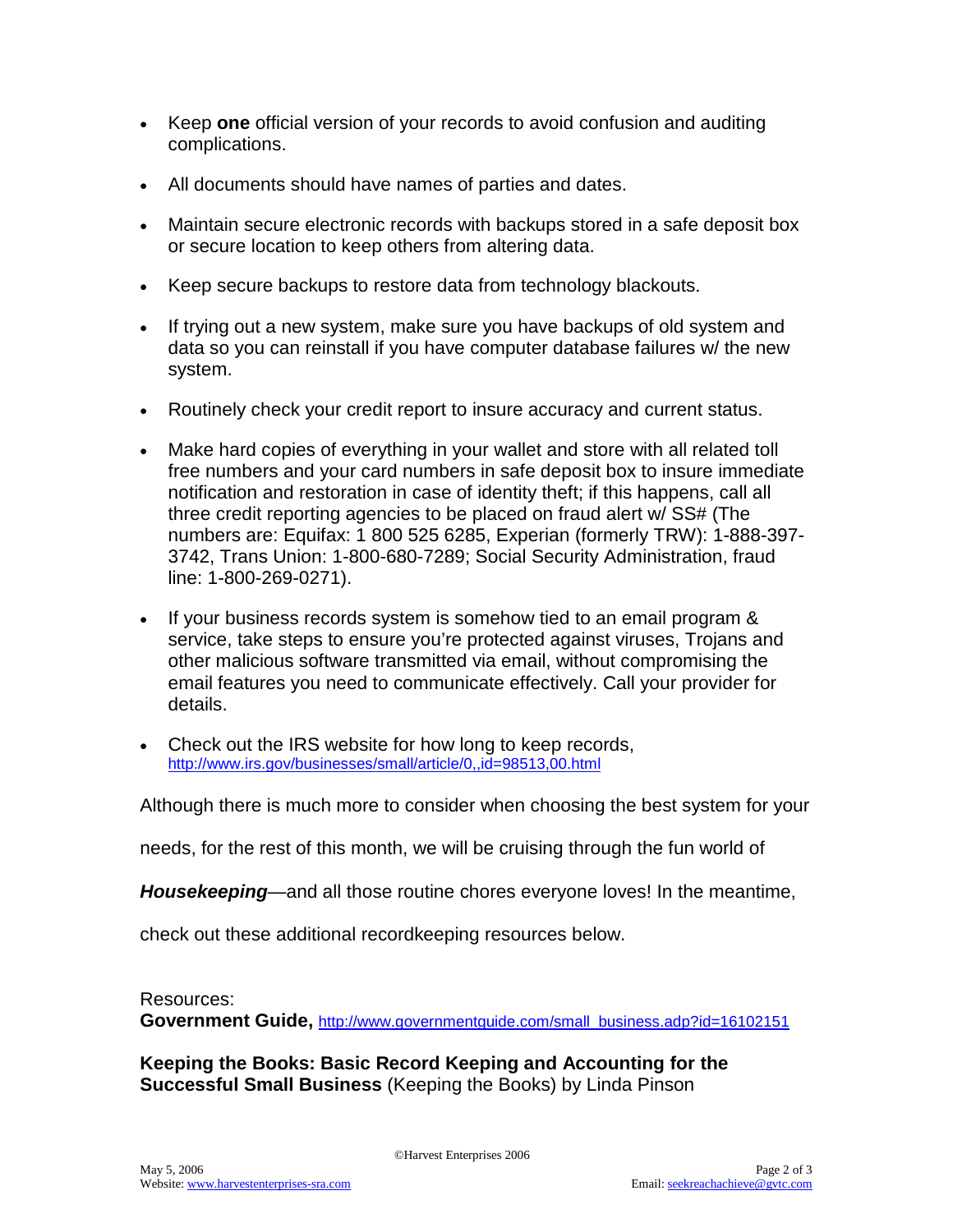- Keep **one** official version of your records to avoid confusion and auditing complications.
- All documents should have names of parties and dates.
- Maintain secure electronic records with backups stored in a safe deposit box or secure location to keep others from altering data.
- Keep secure backups to restore data from technology blackouts.
- If trying out a new system, make sure you have backups of old system and data so you can reinstall if you have computer database failures w/ the new system.
- Routinely check your credit report to insure accuracy and current status.
- Make hard copies of everything in your wallet and store with all related toll free numbers and your card numbers in safe deposit box to insure immediate notification and restoration in case of identity theft; if this happens, call all three credit reporting agencies to be placed on fraud alert w/ SS# (The numbers are: Equifax: 1 800 525 6285, Experian (formerly TRW): 1-888-397-3742, Trans Union: 1-800-680-7289; Social Security Administration, fraud line: 1-800-269-0271).
- If your business records system is somehow tied to an email program & service, take steps to ensure you're protected against viruses, Trojans and other malicious software transmitted via email, without compromising the email features you need to communicate effectively. Call your provider for details.
- Check out the IRS website for how long to keep records, http://www.irs.gov/businesses/small/article/0,,id=98513,00.html

Although there is much more to consider when choosing the best system for your needs, for the rest of this month, we will be cruising through the fun world of ***Housekeeping***—and all those routine chores everyone loves! In the meantime, check out these additional recordkeeping resources below.

Resources:
**Government Guide,** http://www.governmentguide.com/small_business.adp?id=16102151

**Keeping the Books: Basic Record Keeping and Accounting for the Successful Small Business** (Keeping the Books) by Linda Pinson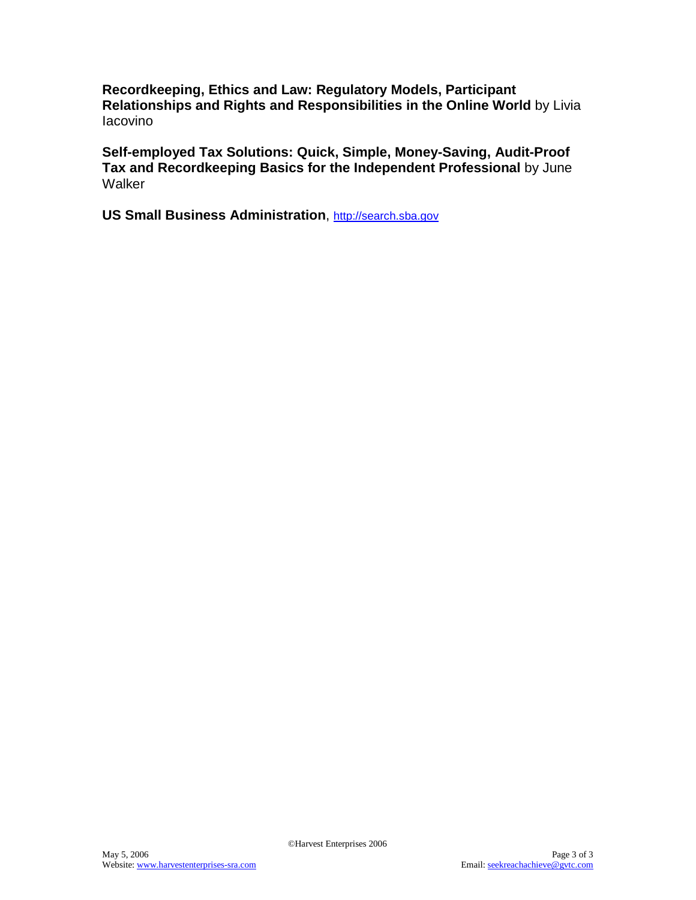**Recordkeeping, Ethics and Law: Regulatory Models, Participant Relationships and Rights and Responsibilities in the Online World** by Livia Iacovino

**Self-employed Tax Solutions: Quick, Simple, Money-Saving, Audit-Proof Tax and Recordkeeping Basics for the Independent Professional** by June Walker

**US Small Business Administration**, http://search.sba.gov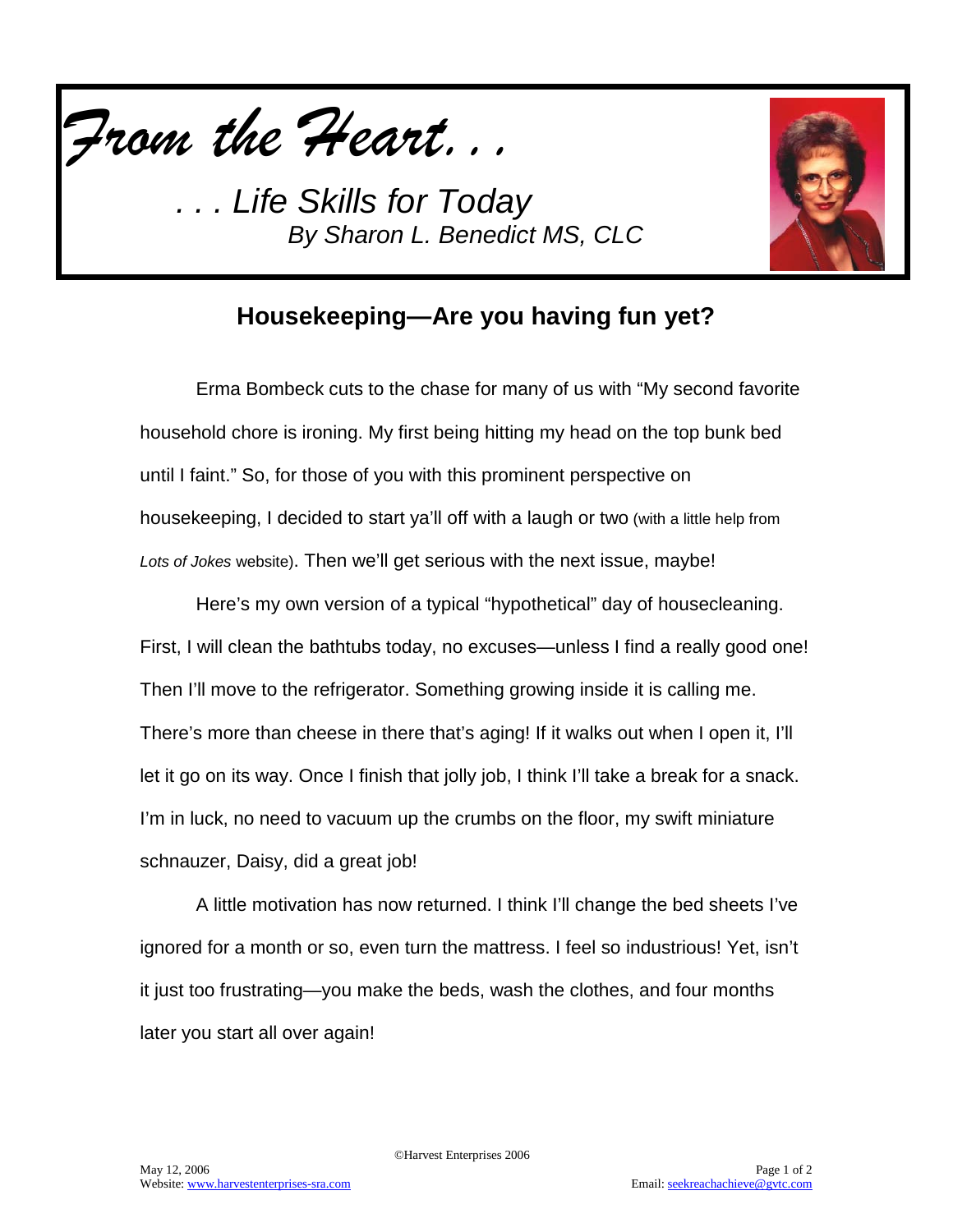*From the Heart. . .*

*. . . Life Skills for Today*
*By Sharon L. Benedict MS, CLC*

## Housekeeping—Are you having fun yet?

Erma Bombeck cuts to the chase for many of us with "My second favorite household chore is ironing. My first being hitting my head on the top bunk bed until I faint." So, for those of you with this prominent perspective on housekeeping, I decided to start ya'll off with a laugh or two (with a little help from *Lots of Jokes* website). Then we'll get serious with the next issue, maybe!

Here's my own version of a typical "hypothetical" day of housecleaning. First, I will clean the bathtubs today, no excuses—unless I find a really good one! Then I'll move to the refrigerator. Something growing inside it is calling me. There's more than cheese in there that's aging! If it walks out when I open it, I'll let it go on its way. Once I finish that jolly job, I think I'll take a break for a snack. I'm in luck, no need to vacuum up the crumbs on the floor, my swift miniature schnauzer, Daisy, did a great job!

A little motivation has now returned. I think I'll change the bed sheets I've ignored for a month or so, even turn the mattress. I feel so industrious! Yet, isn't it just too frustrating—you make the beds, wash the clothes, and four months later you start all over again!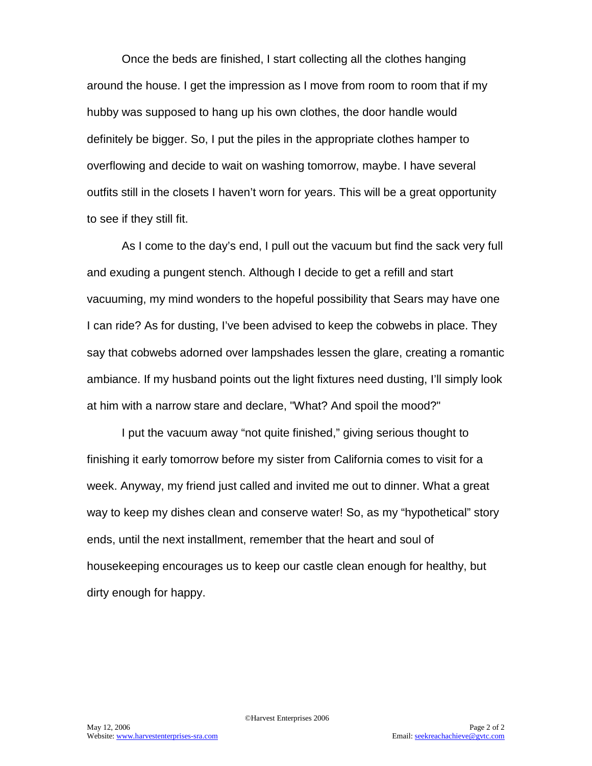Once the beds are finished, I start collecting all the clothes hanging around the house. I get the impression as I move from room to room that if my hubby was supposed to hang up his own clothes, the door handle would definitely be bigger. So, I put the piles in the appropriate clothes hamper to overflowing and decide to wait on washing tomorrow, maybe. I have several outfits still in the closets I haven't worn for years. This will be a great opportunity to see if they still fit.

As I come to the day's end, I pull out the vacuum but find the sack very full and exuding a pungent stench. Although I decide to get a refill and start vacuuming, my mind wonders to the hopeful possibility that Sears may have one I can ride? As for dusting, I've been advised to keep the cobwebs in place. They say that cobwebs adorned over lampshades lessen the glare, creating a romantic ambiance. If my husband points out the light fixtures need dusting, I'll simply look at him with a narrow stare and declare, "What? And spoil the mood?"

I put the vacuum away "not quite finished," giving serious thought to finishing it early tomorrow before my sister from California comes to visit for a week. Anyway, my friend just called and invited me out to dinner. What a great way to keep my dishes clean and conserve water! So, as my "hypothetical" story ends, until the next installment, remember that the heart and soul of housekeeping encourages us to keep our castle clean enough for healthy, but dirty enough for happy.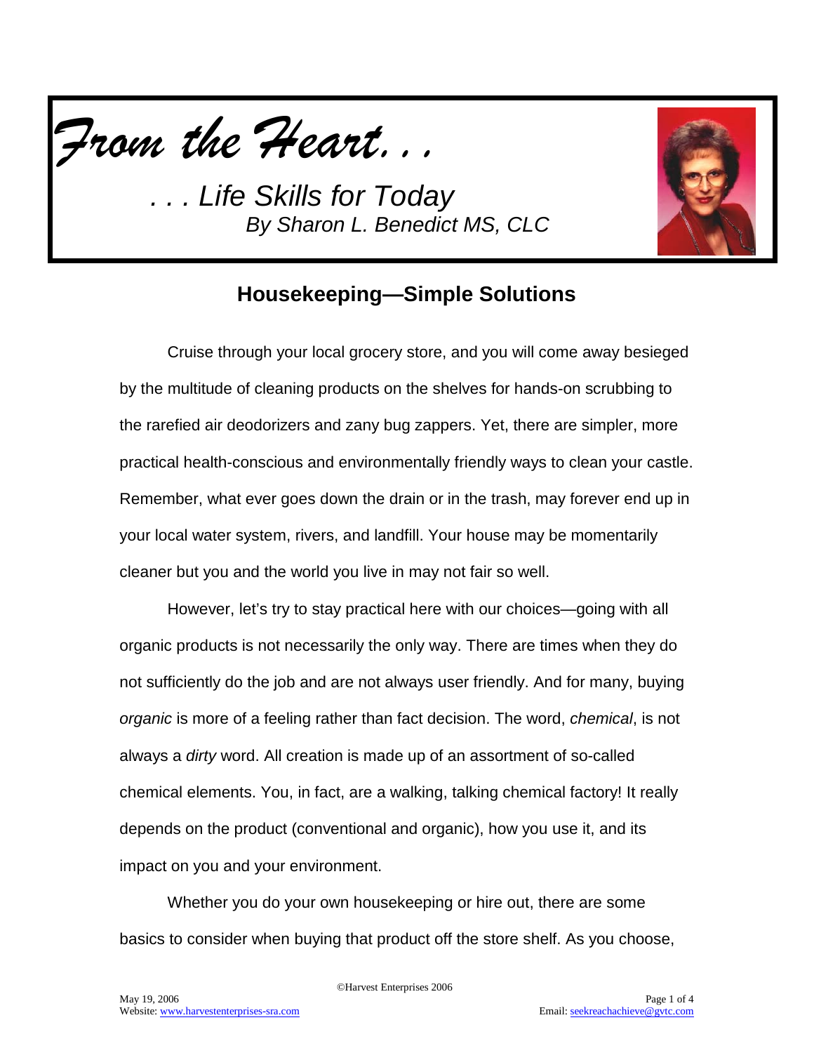*From the Heart. . .*

*. . . Life Skills for Today*

*By Sharon L. Benedict MS, CLC*

## Housekeeping—Simple Solutions

Cruise through your local grocery store, and you will come away besieged by the multitude of cleaning products on the shelves for hands-on scrubbing to the rarefied air deodorizers and zany bug zappers. Yet, there are simpler, more practical health-conscious and environmentally friendly ways to clean your castle. Remember, what ever goes down the drain or in the trash, may forever end up in your local water system, rivers, and landfill. Your house may be momentarily cleaner but you and the world you live in may not fair so well.

However, let's try to stay practical here with our choices—going with all organic products is not necessarily the only way. There are times when they do not sufficiently do the job and are not always user friendly. And for many, buying *organic* is more of a feeling rather than fact decision. The word, *chemical*, is not always a *dirty* word. All creation is made up of an assortment of so-called chemical elements. You, in fact, are a walking, talking chemical factory! It really depends on the product (conventional and organic), how you use it, and its impact on you and your environment.

Whether you do your own housekeeping or hire out, there are some basics to consider when buying that product off the store shelf. As you choose,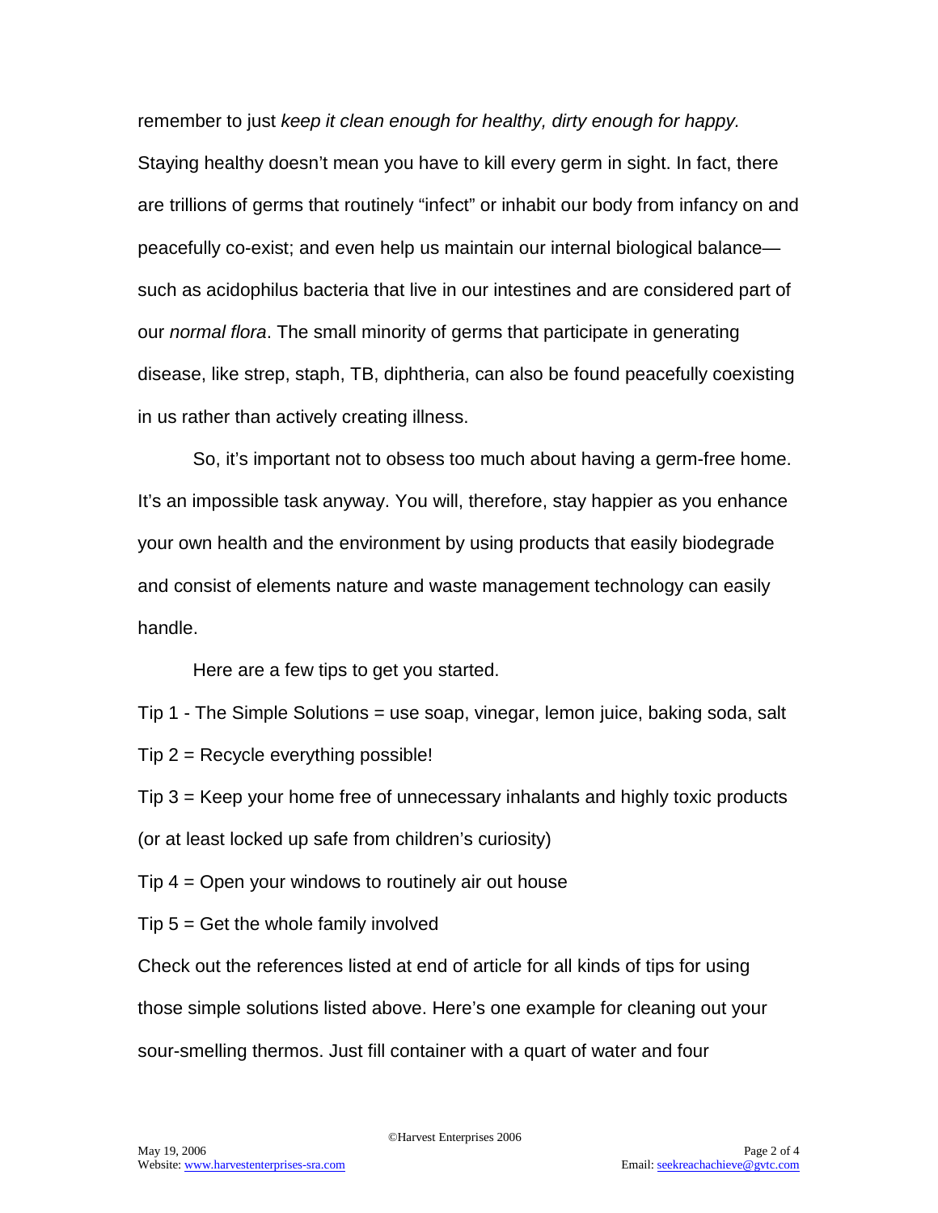remember to just *keep it clean enough for healthy, dirty enough for happy.* Staying healthy doesn't mean you have to kill every germ in sight. In fact, there are trillions of germs that routinely "infect" or inhabit our body from infancy on and peacefully co-exist; and even help us maintain our internal biological balance—such as acidophilus bacteria that live in our intestines and are considered part of our *normal flora*. The small minority of germs that participate in generating disease, like strep, staph, TB, diphtheria, can also be found peacefully coexisting in us rather than actively creating illness.

So, it's important not to obsess too much about having a germ-free home. It's an impossible task anyway. You will, therefore, stay happier as you enhance your own health and the environment by using products that easily biodegrade and consist of elements nature and waste management technology can easily handle.

Here are a few tips to get you started.

Tip 1 - The Simple Solutions = use soap, vinegar, lemon juice, baking soda, salt

Tip 2 = Recycle everything possible!

Tip 3 = Keep your home free of unnecessary inhalants and highly toxic products (or at least locked up safe from children's curiosity)

Tip 4 = Open your windows to routinely air out house

Tip 5 = Get the whole family involved

Check out the references listed at end of article for all kinds of tips for using those simple solutions listed above. Here's one example for cleaning out your sour-smelling thermos. Just fill container with a quart of water and four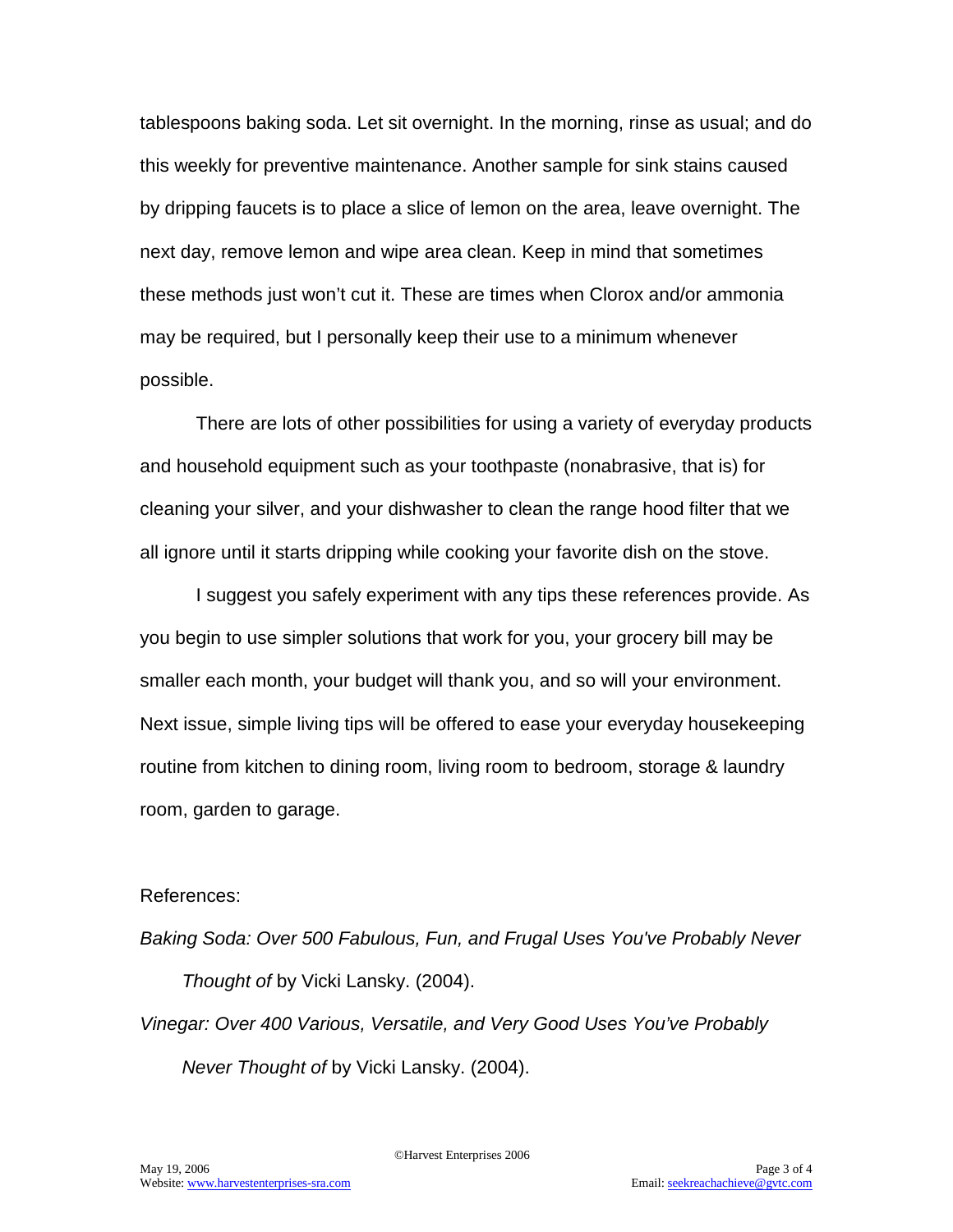tablespoons baking soda. Let sit overnight. In the morning, rinse as usual; and do this weekly for preventive maintenance. Another sample for sink stains caused by dripping faucets is to place a slice of lemon on the area, leave overnight. The next day, remove lemon and wipe area clean. Keep in mind that sometimes these methods just won't cut it. These are times when Clorox and/or ammonia may be required, but I personally keep their use to a minimum whenever possible.

There are lots of other possibilities for using a variety of everyday products and household equipment such as your toothpaste (nonabrasive, that is) for cleaning your silver, and your dishwasher to clean the range hood filter that we all ignore until it starts dripping while cooking your favorite dish on the stove.

I suggest you safely experiment with any tips these references provide. As you begin to use simpler solutions that work for you, your grocery bill may be smaller each month, your budget will thank you, and so will your environment. Next issue, simple living tips will be offered to ease your everyday housekeeping routine from kitchen to dining room, living room to bedroom, storage & laundry room, garden to garage.

References:

*Baking Soda: Over 500 Fabulous, Fun, and Frugal Uses You've Probably Never Thought of* by Vicki Lansky. (2004).

*Vinegar: Over 400 Various, Versatile, and Very Good Uses You've Probably Never Thought of* by Vicki Lansky. (2004).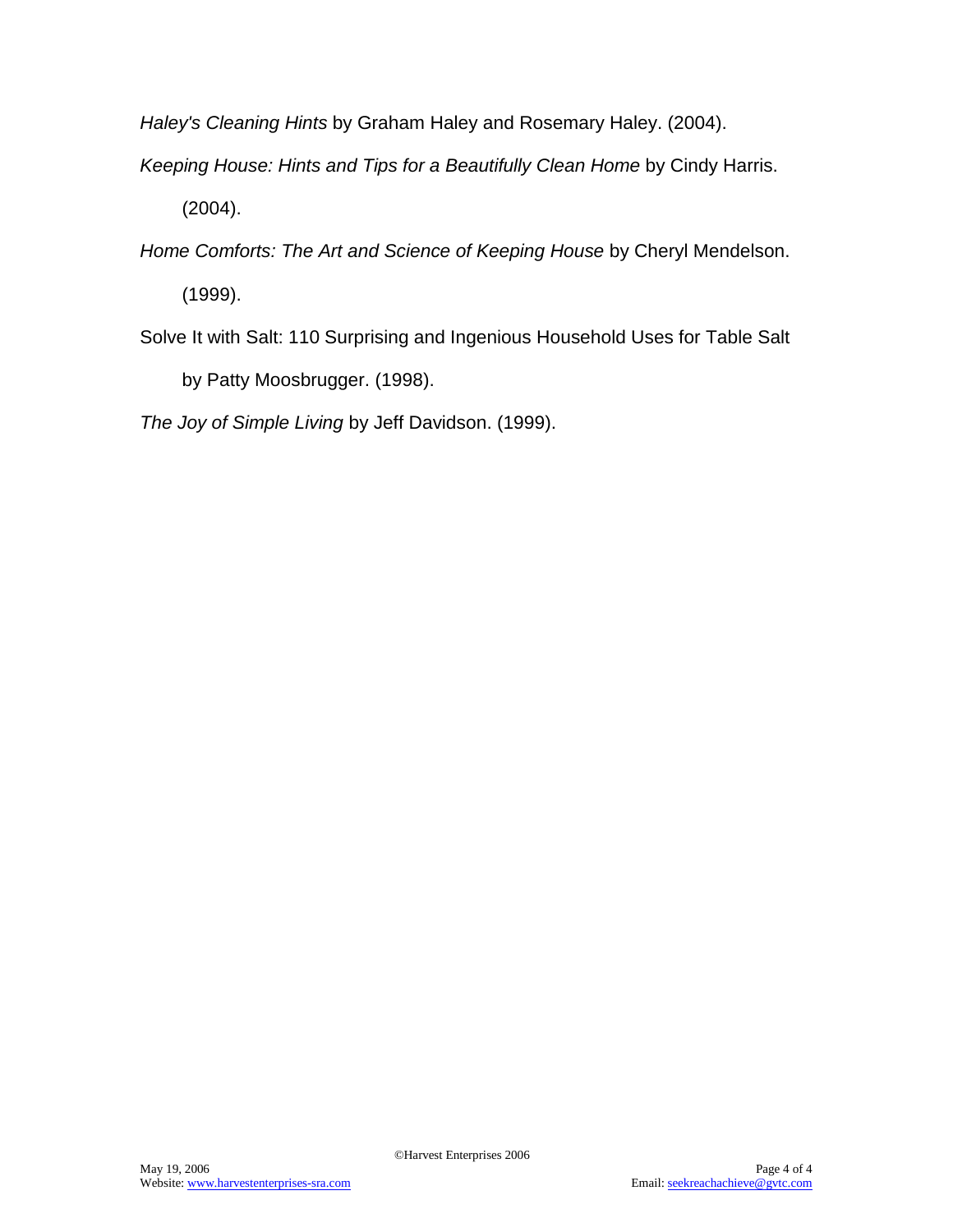*Haley's Cleaning Hints* by Graham Haley and Rosemary Haley. (2004).

*Keeping House: Hints and Tips for a Beautifully Clean Home* by Cindy Harris. (2004).

*Home Comforts: The Art and Science of Keeping House* by Cheryl Mendelson. (1999).

Solve It with Salt: 110 Surprising and Ingenious Household Uses for Table Salt by Patty Moosbrugger. (1998).

*The Joy of Simple Living* by Jeff Davidson. (1999).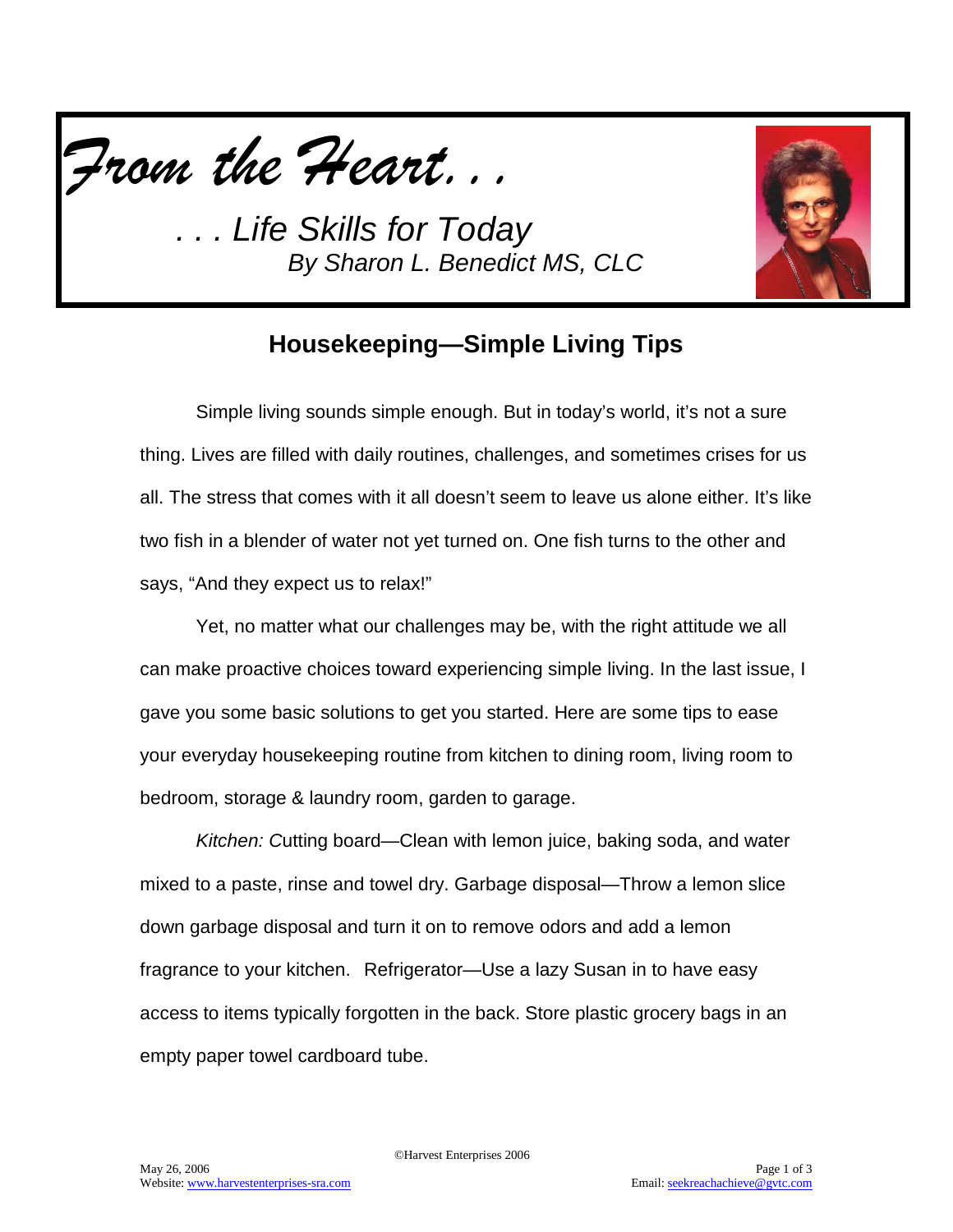*From the Heart. . .*

*. . . Life Skills for Today*
*By Sharon L. Benedict MS, CLC*

## Housekeeping—Simple Living Tips

Simple living sounds simple enough. But in today's world, it's not a sure thing. Lives are filled with daily routines, challenges, and sometimes crises for us all. The stress that comes with it all doesn't seem to leave us alone either. It's like two fish in a blender of water not yet turned on. One fish turns to the other and says, "And they expect us to relax!"

Yet, no matter what our challenges may be, with the right attitude we all can make proactive choices toward experiencing simple living. In the last issue, I gave you some basic solutions to get you started. Here are some tips to ease your everyday housekeeping routine from kitchen to dining room, living room to bedroom, storage & laundry room, garden to garage.

*Kitchen: C*utting board—Clean with lemon juice, baking soda, and water mixed to a paste, rinse and towel dry. Garbage disposal—Throw a lemon slice down garbage disposal and turn it on to remove odors and add a lemon fragrance to your kitchen. Refrigerator—Use a lazy Susan in to have easy access to items typically forgotten in the back. Store plastic grocery bags in an empty paper towel cardboard tube.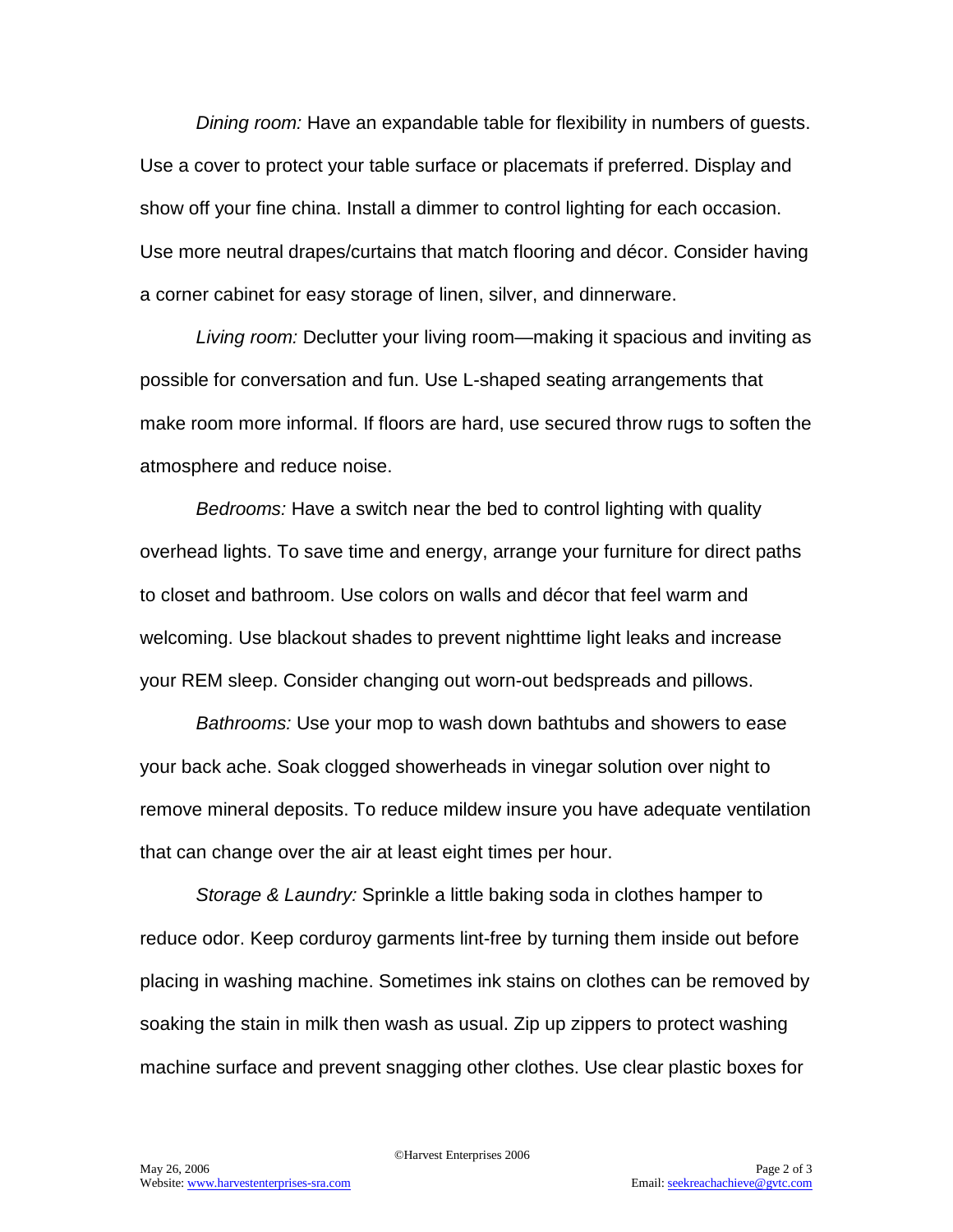*Dining room:* Have an expandable table for flexibility in numbers of guests. Use a cover to protect your table surface or placemats if preferred. Display and show off your fine china. Install a dimmer to control lighting for each occasion. Use more neutral drapes/curtains that match flooring and décor. Consider having a corner cabinet for easy storage of linen, silver, and dinnerware.

*Living room:* Declutter your living room—making it spacious and inviting as possible for conversation and fun. Use L-shaped seating arrangements that make room more informal. If floors are hard, use secured throw rugs to soften the atmosphere and reduce noise.

*Bedrooms:* Have a switch near the bed to control lighting with quality overhead lights. To save time and energy, arrange your furniture for direct paths to closet and bathroom. Use colors on walls and décor that feel warm and welcoming. Use blackout shades to prevent nighttime light leaks and increase your REM sleep. Consider changing out worn-out bedspreads and pillows.

*Bathrooms:* Use your mop to wash down bathtubs and showers to ease your back ache. Soak clogged showerheads in vinegar solution over night to remove mineral deposits. To reduce mildew insure you have adequate ventilation that can change over the air at least eight times per hour.

*Storage & Laundry:* Sprinkle a little baking soda in clothes hamper to reduce odor. Keep corduroy garments lint-free by turning them inside out before placing in washing machine. Sometimes ink stains on clothes can be removed by soaking the stain in milk then wash as usual. Zip up zippers to protect washing machine surface and prevent snagging other clothes. Use clear plastic boxes for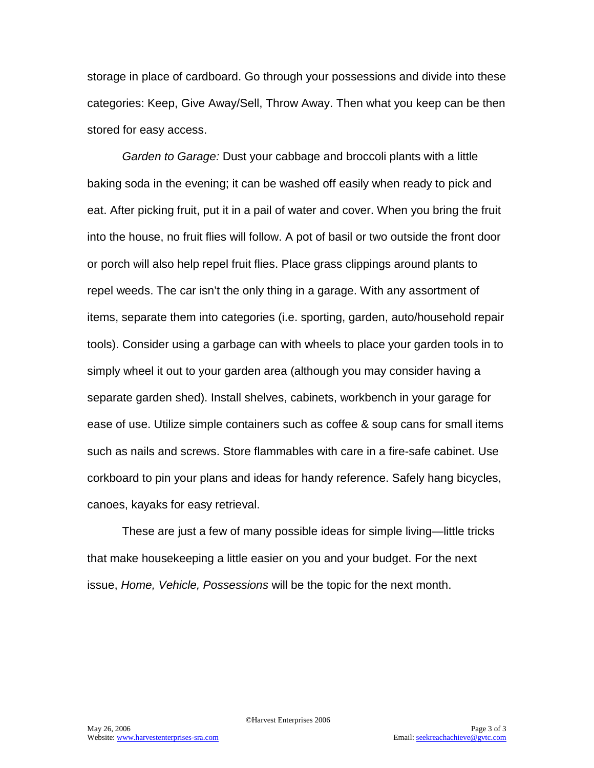storage in place of cardboard. Go through your possessions and divide into these categories: Keep, Give Away/Sell, Throw Away. Then what you keep can be then stored for easy access.

*Garden to Garage:* Dust your cabbage and broccoli plants with a little baking soda in the evening; it can be washed off easily when ready to pick and eat. After picking fruit, put it in a pail of water and cover. When you bring the fruit into the house, no fruit flies will follow. A pot of basil or two outside the front door or porch will also help repel fruit flies. Place grass clippings around plants to repel weeds. The car isn't the only thing in a garage. With any assortment of items, separate them into categories (i.e. sporting, garden, auto/household repair tools). Consider using a garbage can with wheels to place your garden tools in to simply wheel it out to your garden area (although you may consider having a separate garden shed). Install shelves, cabinets, workbench in your garage for ease of use. Utilize simple containers such as coffee & soup cans for small items such as nails and screws. Store flammables with care in a fire-safe cabinet. Use corkboard to pin your plans and ideas for handy reference. Safely hang bicycles, canoes, kayaks for easy retrieval.

These are just a few of many possible ideas for simple living—little tricks that make housekeeping a little easier on you and your budget. For the next issue, *Home, Vehicle, Possessions* will be the topic for the next month.